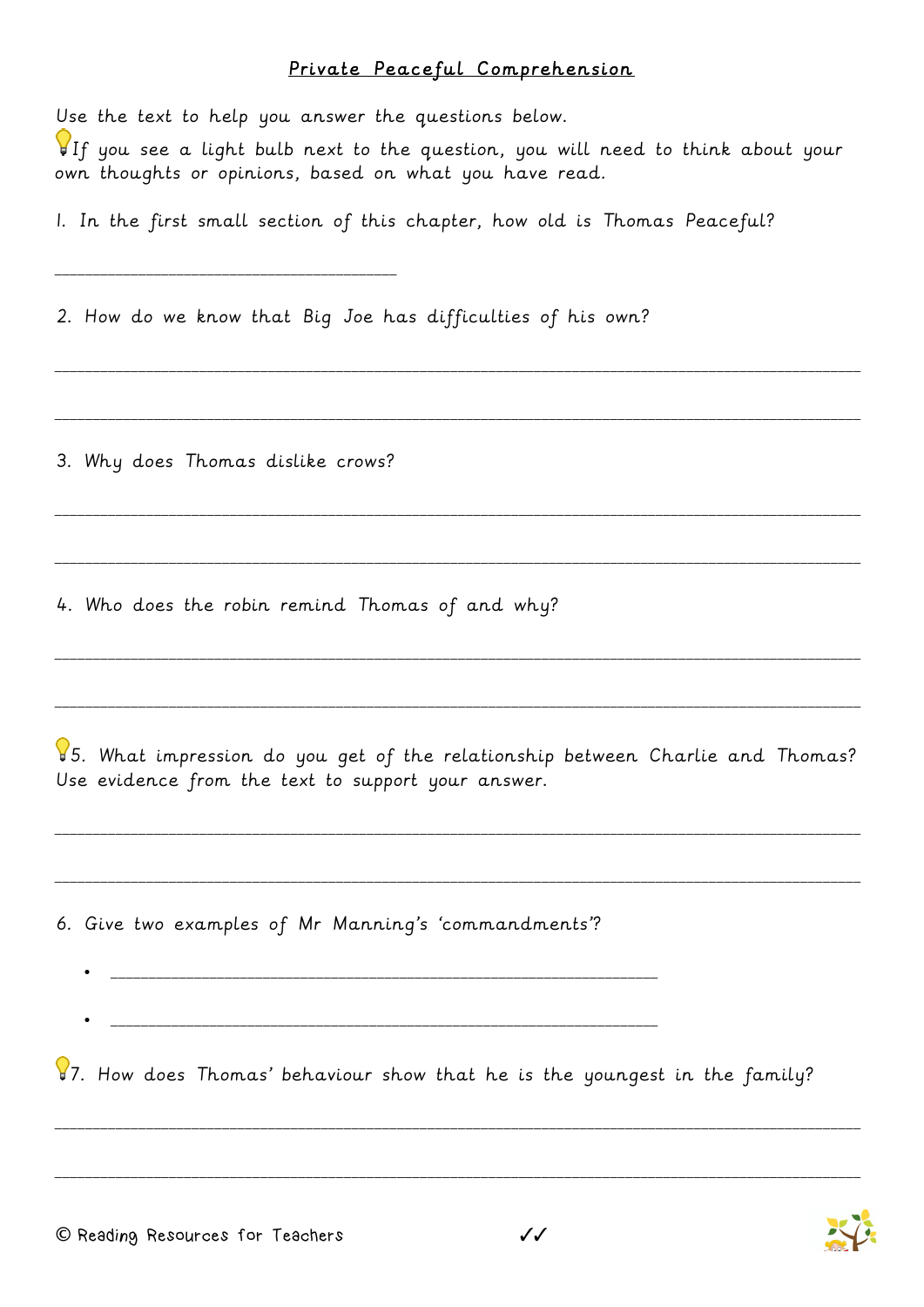# Private Peaceful Comprehension

Use the text to help you answer the questions below.

💡If you see a light bulb next to the question, you will need to think about your own thoughts or opinions, based on what you have read.

1. In the first small section of this chapter, how old is Thomas Peaceful?

_______________________________

2. How do we know that Big Joe has difficulties of his own?

_______________________________________________________________________

_______________________________________________________________________

3. Why does Thomas dislike crows?

_______________________________________________________________________

_______________________________________________________________________

4. Who does the robin remind Thomas of and why?

_______________________________________________________________________

_______________________________________________________________________

💡5. What impression do you get of the relationship between Charlie and Thomas? Use evidence from the text to support your answer.

_______________________________________________________________________

_______________________________________________________________________

6. Give two examples of Mr Manning's 'commandments'?

- _______________________________________________
- _______________________________________________

💡7. How does Thomas' behaviour show that he is the youngest in the family?

_______________________________________________________________________

_______________________________________________________________________

✓✓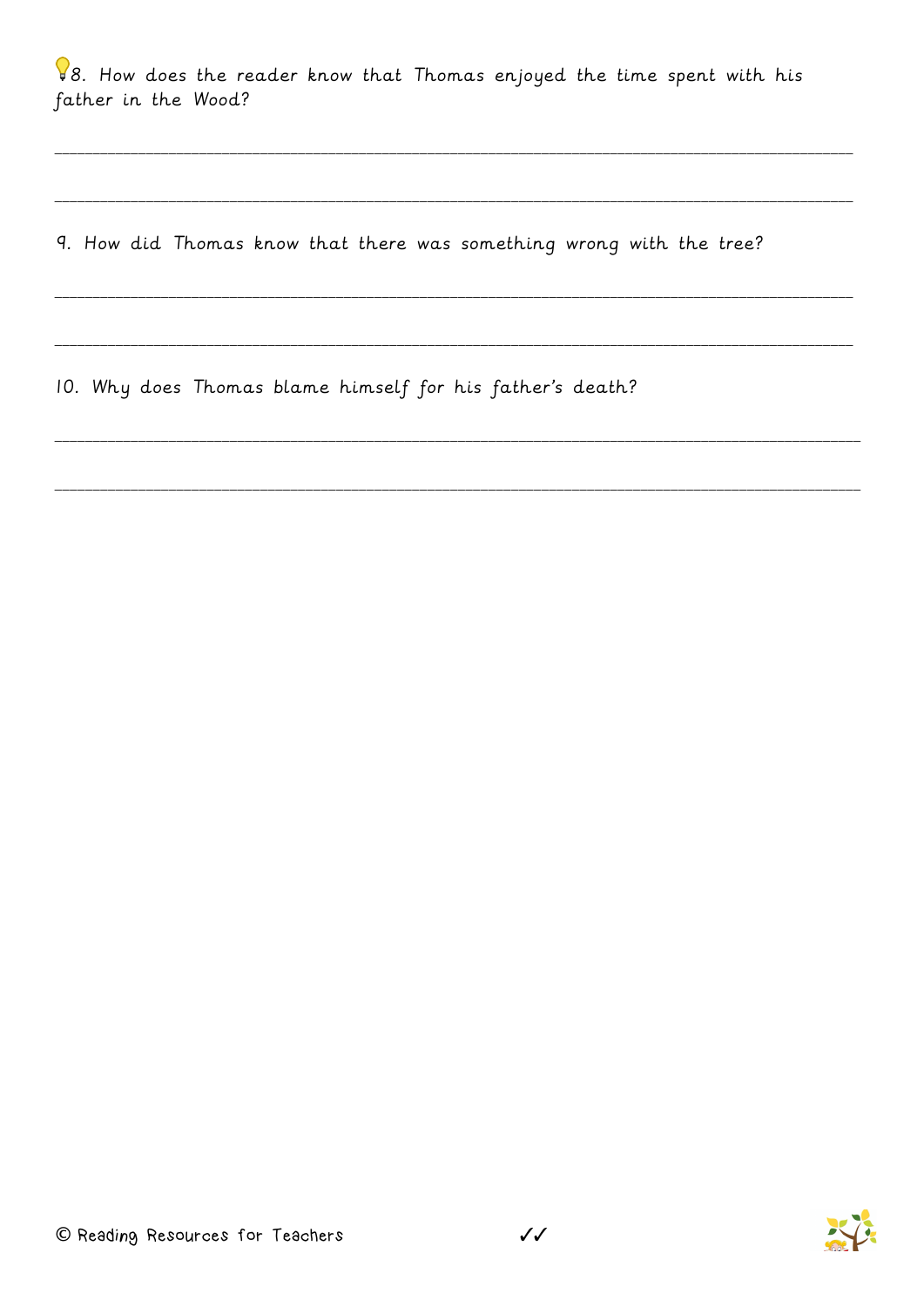8. How does the reader know that Thomas enjoyed the time spent with his father in the Wood?

\_\_\_\_\_\_\_\_\_\_\_\_\_\_\_\_\_\_\_\_\_\_\_\_\_\_\_\_\_\_\_\_\_\_\_\_\_\_\_\_\_\_\_\_\_\_\_\_\_\_\_\_\_\_\_\_\_\_\_\_\_\_\_\_\_\_\_\_\_\_\_\_\_\_\_\_

\_\_\_\_\_\_\_\_\_\_\_\_\_\_\_\_\_\_\_\_\_\_\_\_\_\_\_\_\_\_\_\_\_\_\_\_\_\_\_\_\_\_\_\_\_\_\_\_\_\_\_\_\_\_\_\_\_\_\_\_\_\_\_\_\_\_\_\_\_\_\_\_\_\_\_\_

9. How did Thomas know that there was something wrong with the tree?

\_\_\_\_\_\_\_\_\_\_\_\_\_\_\_\_\_\_\_\_\_\_\_\_\_\_\_\_\_\_\_\_\_\_\_\_\_\_\_\_\_\_\_\_\_\_\_\_\_\_\_\_\_\_\_\_\_\_\_\_\_\_\_\_\_\_\_\_\_\_\_\_\_\_\_\_

\_\_\_\_\_\_\_\_\_\_\_\_\_\_\_\_\_\_\_\_\_\_\_\_\_\_\_\_\_\_\_\_\_\_\_\_\_\_\_\_\_\_\_\_\_\_\_\_\_\_\_\_\_\_\_\_\_\_\_\_\_\_\_\_\_\_\_\_\_\_\_\_\_\_\_\_

10. Why does Thomas blame himself for his father's death?

\_\_\_\_\_\_\_\_\_\_\_\_\_\_\_\_\_\_\_\_\_\_\_\_\_\_\_\_\_\_\_\_\_\_\_\_\_\_\_\_\_\_\_\_\_\_\_\_\_\_\_\_\_\_\_\_\_\_\_\_\_\_\_\_\_\_\_\_\_\_\_\_\_\_\_\_

\_\_\_\_\_\_\_\_\_\_\_\_\_\_\_\_\_\_\_\_\_\_\_\_\_\_\_\_\_\_\_\_\_\_\_\_\_\_\_\_\_\_\_\_\_\_\_\_\_\_\_\_\_\_\_\_\_\_\_\_\_\_\_\_\_\_\_\_\_\_\_\_\_\_\_\_

© Reading Resources for Teachers ✓✓